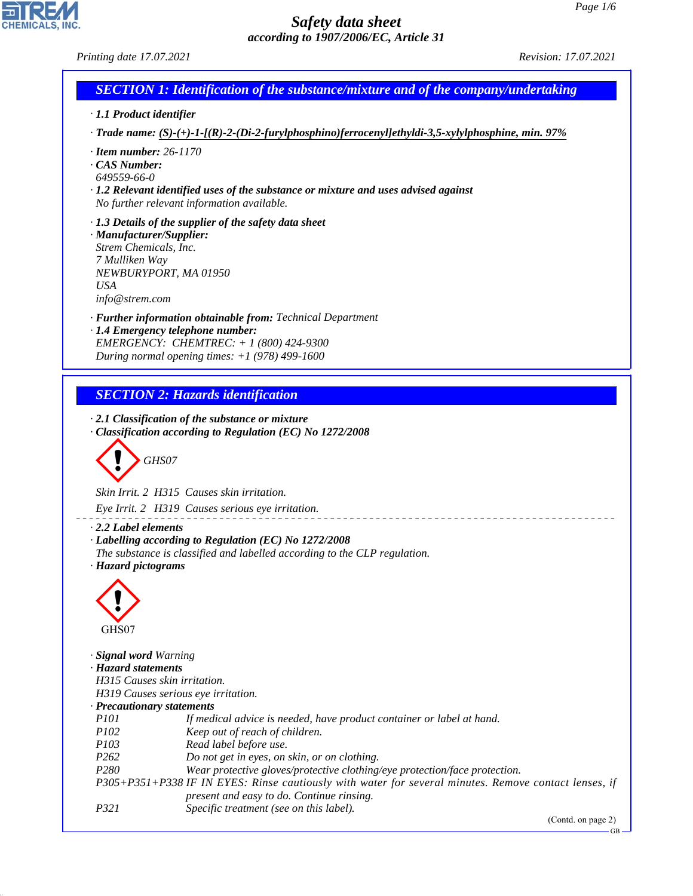# Safety data sheet

*according to 1907/2006/EC, Article 31*

*Printing date 17.07.2021* *Revision: 17.07.2021*

## SECTION 1: Identification of the substance/mixture and of the company/undertaking

· **1.1 Product identifier**

· **Trade name:** (S)-(+)-1-[(R)-2-(Di-2-furylphosphino)ferrocenyl]ethyldi-3,5-xylylphosphine, min. 97%

· **Item number:** 26-1170

· **CAS Number:**
649559-66-0

· **1.2 Relevant identified uses of the substance or mixture and uses advised against**
No further relevant information available.

· **1.3 Details of the supplier of the safety data sheet**

· **Manufacturer/Supplier:**
Strem Chemicals, Inc.
7 Mulliken Way
NEWBURYPORT, MA 01950
USA
info@strem.com

· **Further information obtainable from:** Technical Department

· **1.4 Emergency telephone number:**
EMERGENCY: CHEMTREC: + 1 (800) 424-9300
During normal opening times: +1 (978) 499-1600

## SECTION 2: Hazards identification

· **2.1 Classification of the substance or mixture**

· **Classification according to Regulation (EC) No 1272/2008**

GHS07

Skin Irrit. 2 H315 Causes skin irritation.

Eye Irrit. 2 H319 Causes serious eye irritation.

· **2.2 Label elements**

· **Labelling according to Regulation (EC) No 1272/2008**
The substance is classified and labelled according to the CLP regulation.

· **Hazard pictograms**

GHS07

· **Signal word** Warning

· **Hazard statements**
H315 Causes skin irritation.
H319 Causes serious eye irritation.

· **Precautionary statements**

| | |
|---|---|
| P101 | If medical advice is needed, have product container or label at hand. |
| P102 | Keep out of reach of children. |
| P103 | Read label before use. |
| P262 | Do not get in eyes, on skin, or on clothing. |
| P280 | Wear protective gloves/protective clothing/eye protection/face protection. |
| P305+P351+P338 | IF IN EYES: Rinse cautiously with water for several minutes. Remove contact lenses, if present and easy to do. Continue rinsing. |
| P321 | Specific treatment (see on this label). |

(Contd. on page 2)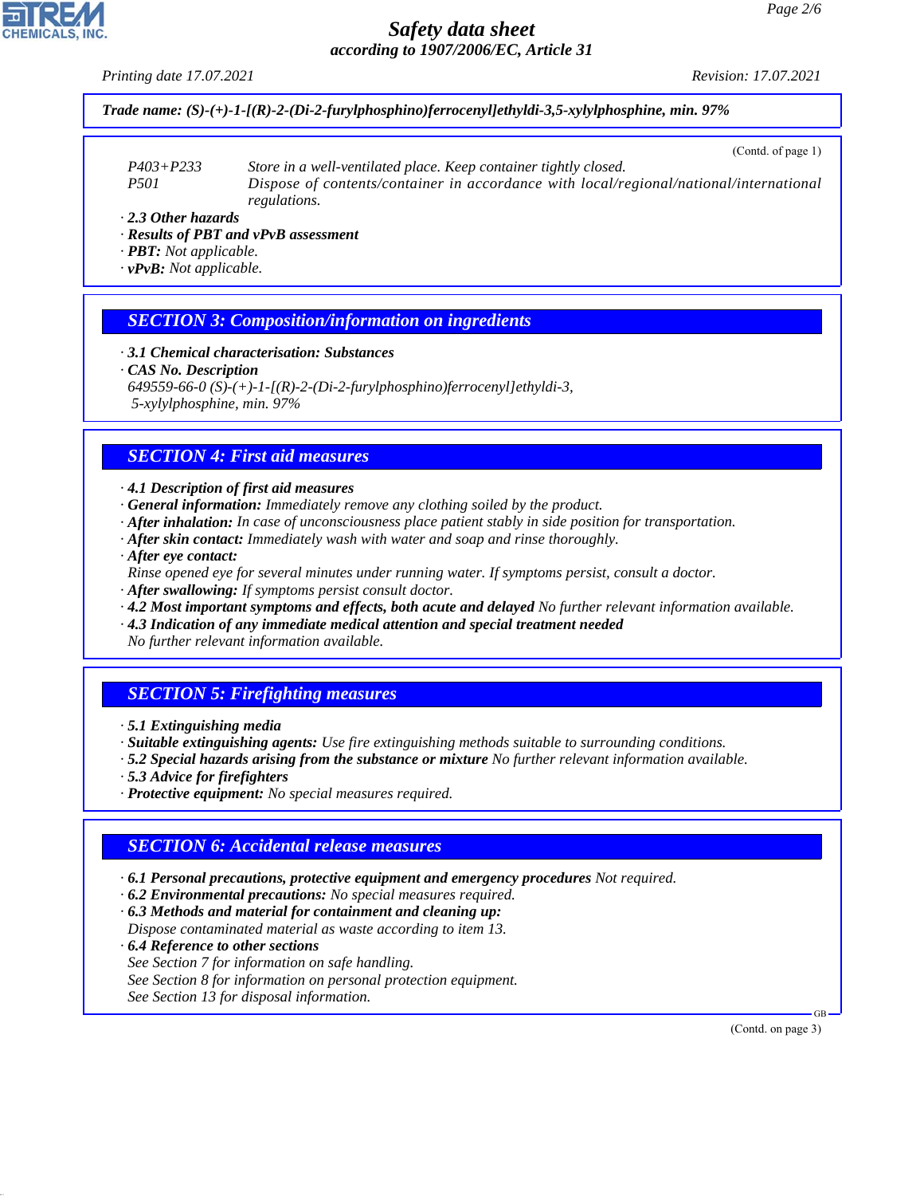**Trade name: (S)-(+)-1-[(R)-2-(Di-2-furylphosphino)ferrocenyl]ethyldi-3,5-xylylphosphine, min. 97%**

(Contd. of page 1)

P403+P233 Store in a well-ventilated place. Keep container tightly closed.
P501 Dispose of contents/container in accordance with local/regional/national/international regulations.

· **2.3 Other hazards**
· **Results of PBT and vPvB assessment**
· **PBT:** Not applicable.
· **vPvB:** Not applicable.

## SECTION 3: Composition/information on ingredients

· **3.1 Chemical characterisation: Substances**
· **CAS No. Description**
649559-66-0 (S)-(+)-1-[(R)-2-(Di-2-furylphosphino)ferrocenyl]ethyldi-3,5-xylylphosphine, min. 97%

## SECTION 4: First aid measures

· **4.1 Description of first aid measures**
· **General information:** Immediately remove any clothing soiled by the product.
· **After inhalation:** In case of unconsciousness place patient stably in side position for transportation.
· **After skin contact:** Immediately wash with water and soap and rinse thoroughly.
· **After eye contact:**
Rinse opened eye for several minutes under running water. If symptoms persist, consult a doctor.
· **After swallowing:** If symptoms persist consult doctor.
· **4.2 Most important symptoms and effects, both acute and delayed** No further relevant information available.
· **4.3 Indication of any immediate medical attention and special treatment needed**
No further relevant information available.

## SECTION 5: Firefighting measures

· **5.1 Extinguishing media**
· **Suitable extinguishing agents:** Use fire extinguishing methods suitable to surrounding conditions.
· **5.2 Special hazards arising from the substance or mixture** No further relevant information available.
· **5.3 Advice for firefighters**
· **Protective equipment:** No special measures required.

## SECTION 6: Accidental release measures

· **6.1 Personal precautions, protective equipment and emergency procedures** Not required.
· **6.2 Environmental precautions:** No special measures required.
· **6.3 Methods and material for containment and cleaning up:**
Dispose contaminated material as waste according to item 13.
· **6.4 Reference to other sections**
See Section 7 for information on safe handling.
See Section 8 for information on personal protection equipment.
See Section 13 for disposal information.

(Contd. on page 3)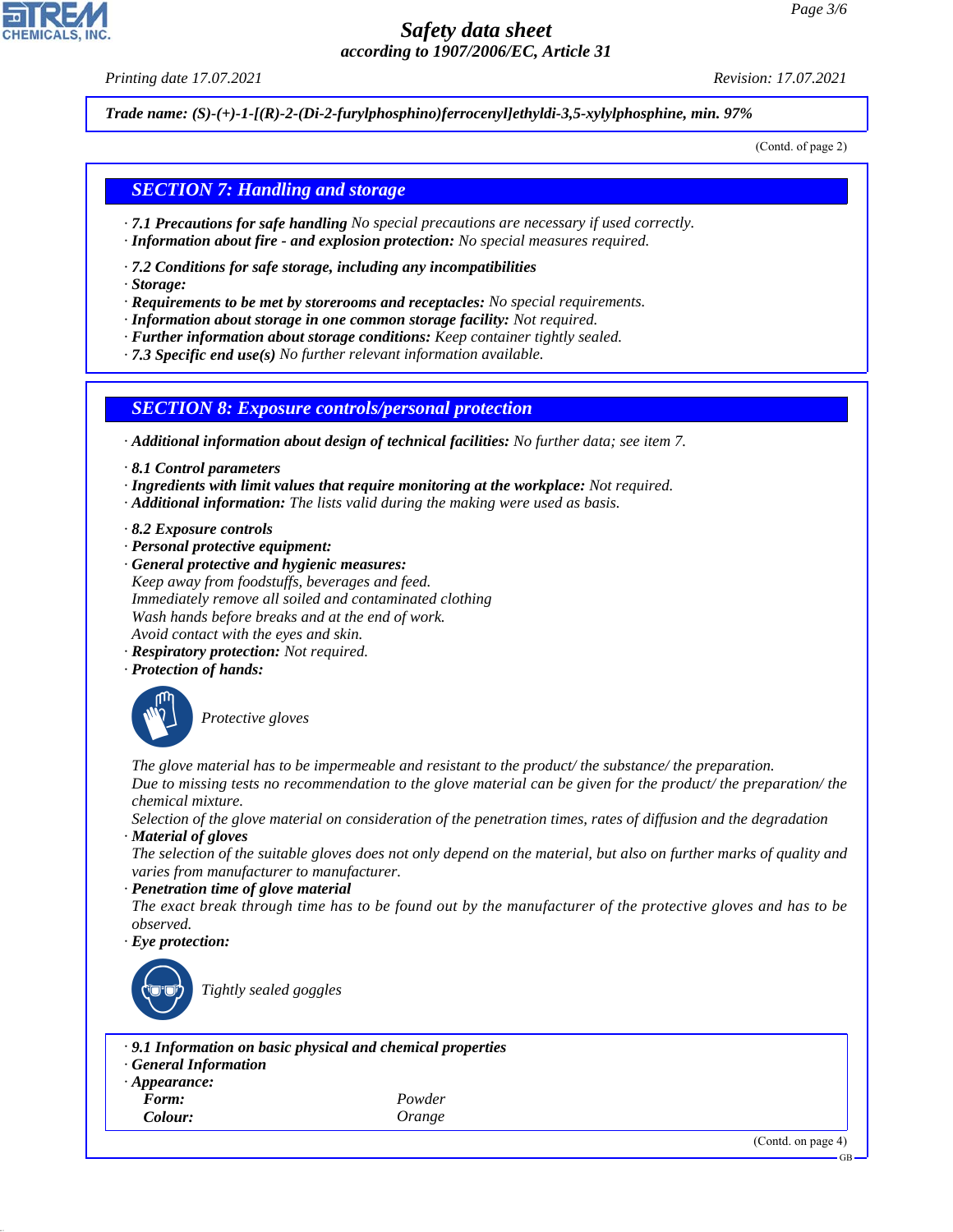**Trade name: (S)-(+)-1-[(R)-2-(Di-2-furylphosphino)ferrocenyl]ethyldi-3,5-xylylphosphine, min. 97%**

(Contd. of page 2)

## SECTION 7: Handling and storage

· **7.1 Precautions for safe handling** No special precautions are necessary if used correctly.
· **Information about fire - and explosion protection:** No special measures required.

· **7.2 Conditions for safe storage, including any incompatibilities**
· **Storage:**
· **Requirements to be met by storerooms and receptacles:** No special requirements.
· **Information about storage in one common storage facility:** Not required.
· **Further information about storage conditions:** Keep container tightly sealed.
· **7.3 Specific end use(s)** No further relevant information available.

## SECTION 8: Exposure controls/personal protection

· **Additional information about design of technical facilities:** No further data; see item 7.

· **8.1 Control parameters**
· **Ingredients with limit values that require monitoring at the workplace:** Not required.
· **Additional information:** The lists valid during the making were used as basis.

· **8.2 Exposure controls**
· **Personal protective equipment:**
· **General protective and hygienic measures:**
Keep away from foodstuffs, beverages and feed.
Immediately remove all soiled and contaminated clothing
Wash hands before breaks and at the end of work.
Avoid contact with the eyes and skin.
· **Respiratory protection:** Not required.
· **Protection of hands:**

Protective gloves

The glove material has to be impermeable and resistant to the product/ the substance/ the preparation.
Due to missing tests no recommendation to the glove material can be given for the product/ the preparation/ the chemical mixture.
Selection of the glove material on consideration of the penetration times, rates of diffusion and the degradation
· **Material of gloves**
The selection of the suitable gloves does not only depend on the material, but also on further marks of quality and varies from manufacturer to manufacturer.
· **Penetration time of glove material**
The exact break through time has to be found out by the manufacturer of the protective gloves and has to be observed.
· **Eye protection:**

Tightly sealed goggles

· **9.1 Information on basic physical and chemical properties**
· **General Information**
· **Appearance:**

| | |
|---|---|
| **Form:** | Powder |
| **Colour:** | Orange |

(Contd. on page 4)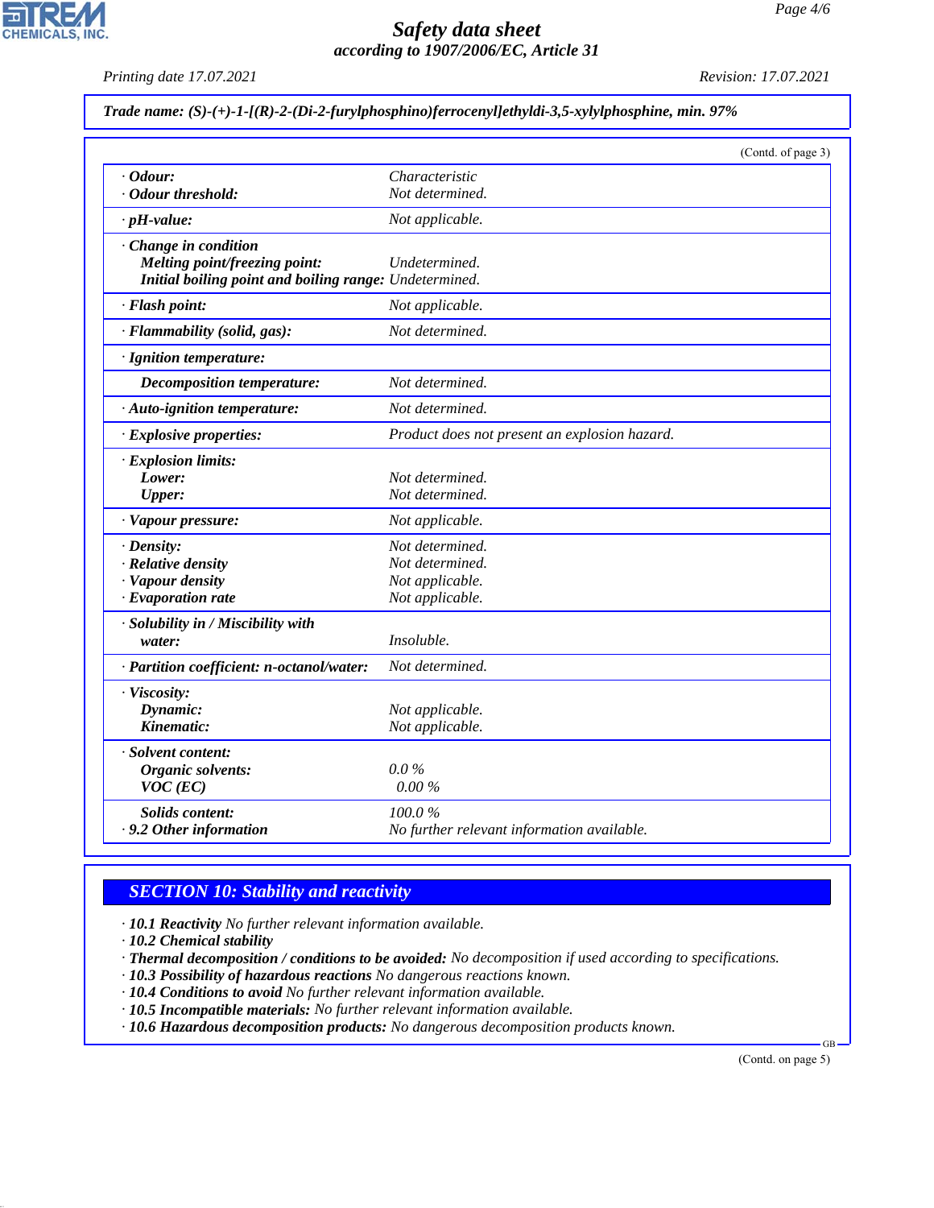**Trade name: (S)-(+)-1-[(R)-2-(Di-2-furylphosphino)ferrocenyl]ethyldi-3,5-xylylphosphine, min. 97%**

(Contd. of page 3)

| | |
|---|---|
| · **Odour:** | Characteristic |
| · **Odour threshold:** | Not determined. |
| · **pH-value:** | Not applicable. |
| · **Change in condition** | |
| **Melting point/freezing point:** | Undetermined. |
| **Initial boiling point and boiling range:** | Undetermined. |
| · **Flash point:** | Not applicable. |
| · **Flammability (solid, gas):** | Not determined. |
| · **Ignition temperature:** | |
| **Decomposition temperature:** | Not determined. |
| · **Auto-ignition temperature:** | Not determined. |
| · **Explosive properties:** | Product does not present an explosion hazard. |
| · **Explosion limits:** | |
| **Lower:** | Not determined. |
| **Upper:** | Not determined. |
| · **Vapour pressure:** | Not applicable. |
| · **Density:** | Not determined. |
| · **Relative density** | Not determined. |
| · **Vapour density** | Not applicable. |
| · **Evaporation rate** | Not applicable. |
| · **Solubility in / Miscibility with** | |
| **water:** | Insoluble. |
| · **Partition coefficient: n-octanol/water:** | Not determined. |
| · **Viscosity:** | |
| **Dynamic:** | Not applicable. |
| **Kinematic:** | Not applicable. |
| · **Solvent content:** | |
| **Organic solvents:** | 0.0 % |
| **VOC (EC)** | 0.00 % |
| **Solids content:** | 100.0 % |
| · **9.2 Other information** | No further relevant information available. |

## SECTION 10: Stability and reactivity

· **10.1 Reactivity** No further relevant information available.
· **10.2 Chemical stability**
· **Thermal decomposition / conditions to be avoided:** No decomposition if used according to specifications.
· **10.3 Possibility of hazardous reactions** No dangerous reactions known.
· **10.4 Conditions to avoid** No further relevant information available.
· **10.5 Incompatible materials:** No further relevant information available.
· **10.6 Hazardous decomposition products:** No dangerous decomposition products known.

(Contd. on page 5)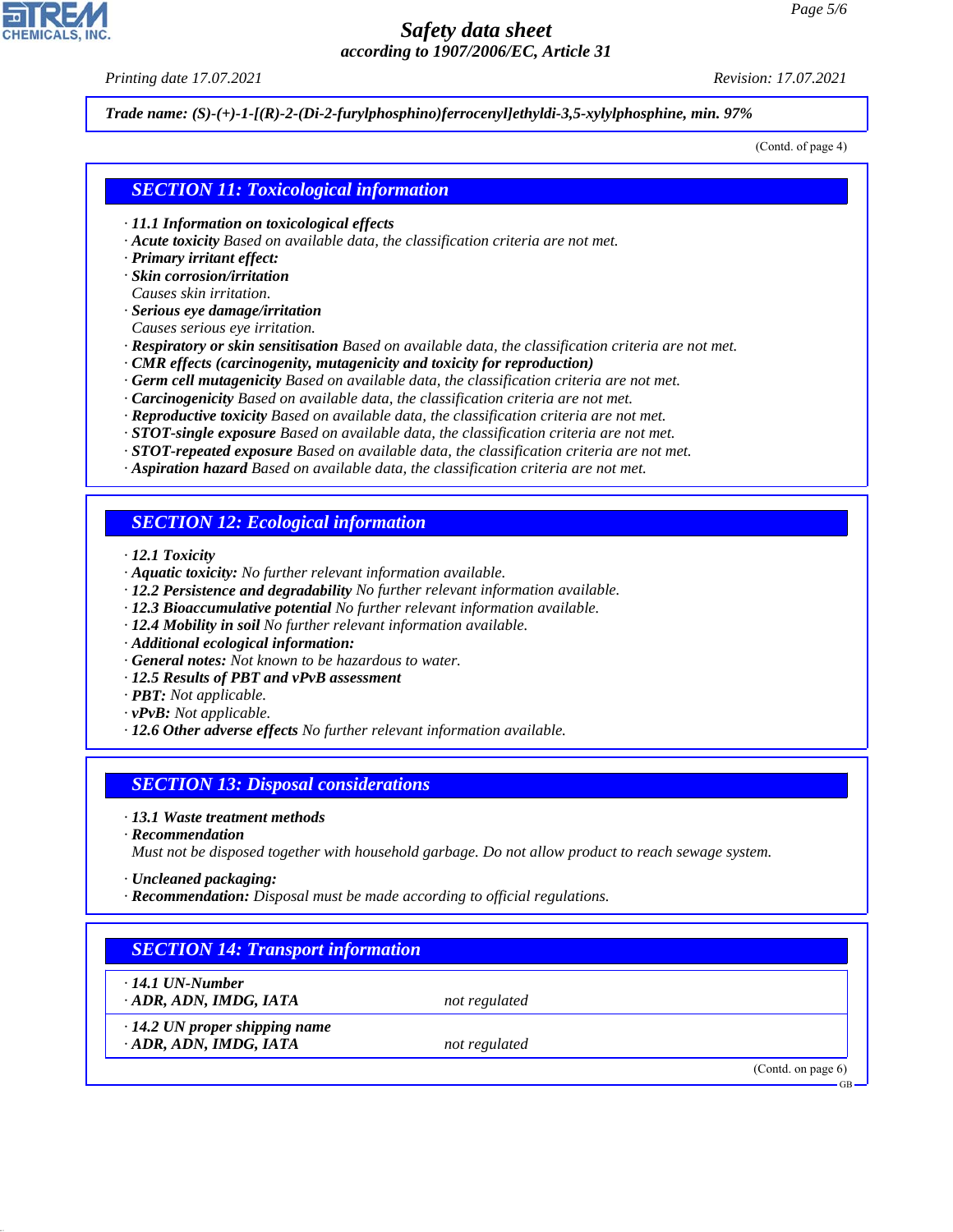*Trade name: (S)-(+)-1-[(R)-2-(Di-2-furylphosphino)ferrocenyl]ethyldi-3,5-xylylphosphine, min. 97%*

(Contd. of page 4)

## SECTION 11: Toxicological information

- **11.1 Information on toxicological effects**
- **Acute toxicity** Based on available data, the classification criteria are not met.
- **Primary irritant effect:**
- **Skin corrosion/irritation**
  Causes skin irritation.
- **Serious eye damage/irritation**
  Causes serious eye irritation.
- **Respiratory or skin sensitisation** Based on available data, the classification criteria are not met.
- **CMR effects (carcinogenity, mutagenicity and toxicity for reproduction)**
- **Germ cell mutagenicity** Based on available data, the classification criteria are not met.
- **Carcinogenicity** Based on available data, the classification criteria are not met.
- **Reproductive toxicity** Based on available data, the classification criteria are not met.
- **STOT-single exposure** Based on available data, the classification criteria are not met.
- **STOT-repeated exposure** Based on available data, the classification criteria are not met.
- **Aspiration hazard** Based on available data, the classification criteria are not met.

## SECTION 12: Ecological information

- **12.1 Toxicity**
- **Aquatic toxicity:** No further relevant information available.
- **12.2 Persistence and degradability** No further relevant information available.
- **12.3 Bioaccumulative potential** No further relevant information available.
- **12.4 Mobility in soil** No further relevant information available.
- **Additional ecological information:**
- **General notes:** Not known to be hazardous to water.
- **12.5 Results of PBT and vPvB assessment**
- **PBT:** Not applicable.
- **vPvB:** Not applicable.
- **12.6 Other adverse effects** No further relevant information available.

## SECTION 13: Disposal considerations

- **13.1 Waste treatment methods**
- **Recommendation**
  Must not be disposed together with household garbage. Do not allow product to reach sewage system.

- **Uncleaned packaging:**
- **Recommendation:** Disposal must be made according to official regulations.

## SECTION 14: Transport information

| | |
|---|---|
| **14.1 UN-Number** | |
| **ADR, ADN, IMDG, IATA** | not regulated |
| **14.2 UN proper shipping name** | |
| **ADR, ADN, IMDG, IATA** | not regulated |

(Contd. on page 6)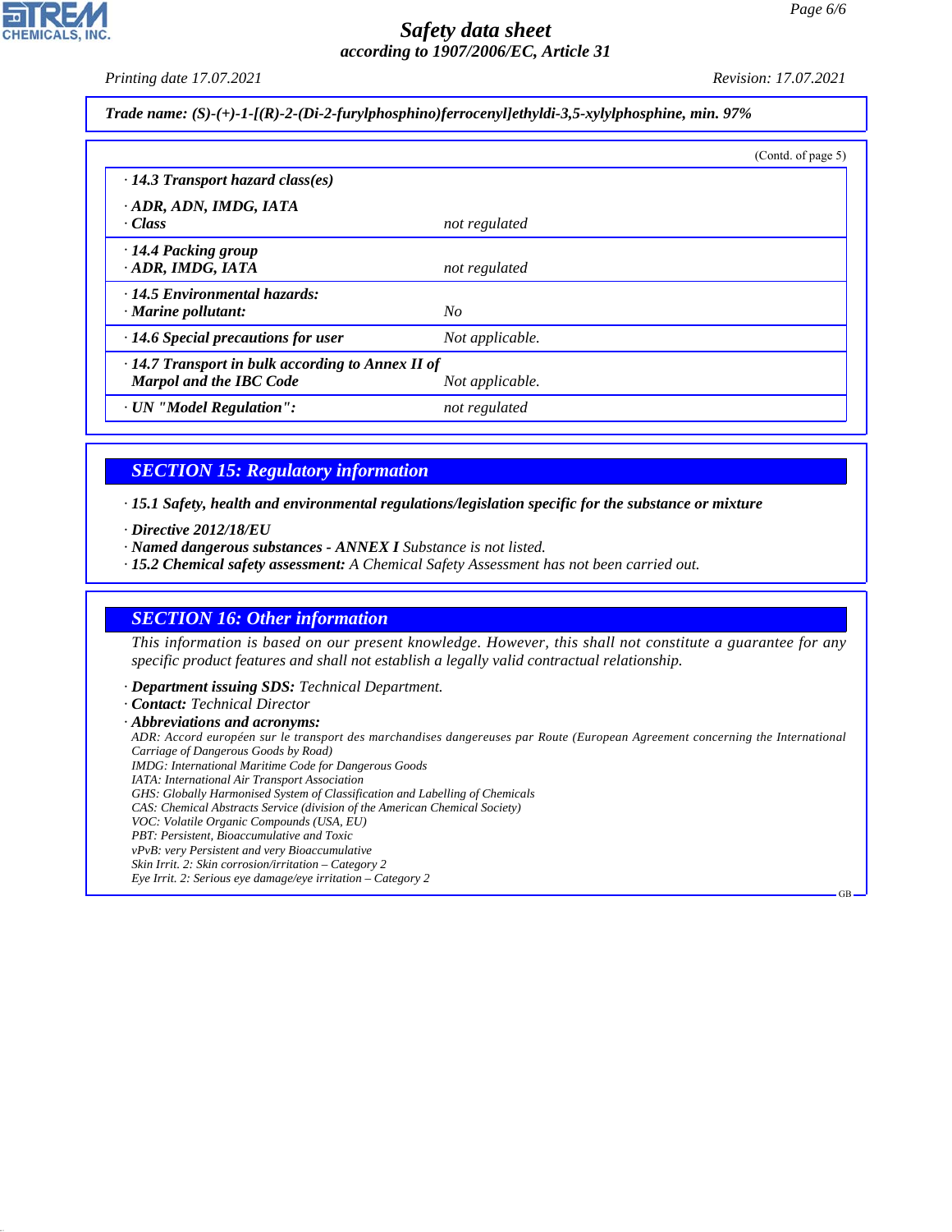**Trade name: (S)-(+)-1-[(R)-2-(Di-2-furylphosphino)ferrocenyl]ethyldi-3,5-xylylphosphine, min. 97%**

(Contd. of page 5)

| | |
|---|---|
| · **14.3 Transport hazard class(es)** | |
| · **ADR, ADN, IMDG, IATA** | |
| · **Class** | *not regulated* |
| · **14.4 Packing group** | |
| · **ADR, IMDG, IATA** | *not regulated* |
| · **14.5 Environmental hazards:** | |
| · **Marine pollutant:** | *No* |
| · **14.6 Special precautions for user** | *Not applicable.* |
| · **14.7 Transport in bulk according to Annex II of Marpol and the IBC Code** | *Not applicable.* |
| · **UN "Model Regulation":** | *not regulated* |

## SECTION 15: Regulatory information

· **15.1 Safety, health and environmental regulations/legislation specific for the substance or mixture**

· **Directive 2012/18/EU**
· **Named dangerous substances - ANNEX I** *Substance is not listed.*
· **15.2 Chemical safety assessment:** *A Chemical Safety Assessment has not been carried out.*

## SECTION 16: Other information

*This information is based on our present knowledge. However, this shall not constitute a guarantee for any specific product features and shall not establish a legally valid contractual relationship.*

· **Department issuing SDS:** *Technical Department.*
· **Contact:** *Technical Director*
· **Abbreviations and acronyms:**

*ADR: Accord européen sur le transport des marchandises dangereuses par Route (European Agreement concerning the International Carriage of Dangerous Goods by Road)*
*IMDG: International Maritime Code for Dangerous Goods*
*IATA: International Air Transport Association*
*GHS: Globally Harmonised System of Classification and Labelling of Chemicals*
*CAS: Chemical Abstracts Service (division of the American Chemical Society)*
*VOC: Volatile Organic Compounds (USA, EU)*
*PBT: Persistent, Bioaccumulative and Toxic*
*vPvB: very Persistent and very Bioaccumulative*
*Skin Irrit. 2: Skin corrosion/irritation – Category 2*
*Eye Irrit. 2: Serious eye damage/eye irritation – Category 2*